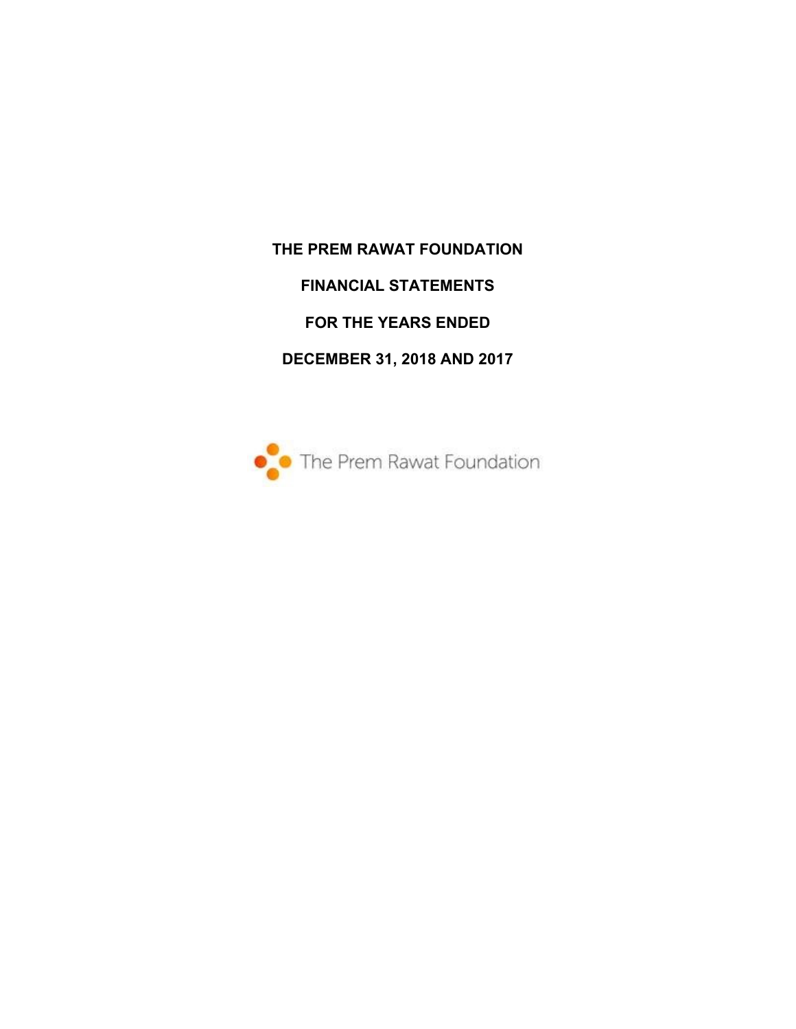# THE PREM RAWAT FOUNDATION

## FINANCIAL STATEMENTS

## FOR THE YEARS ENDED

## DECEMBER 31, 2018 AND 2017

The Prem Rawat Foundation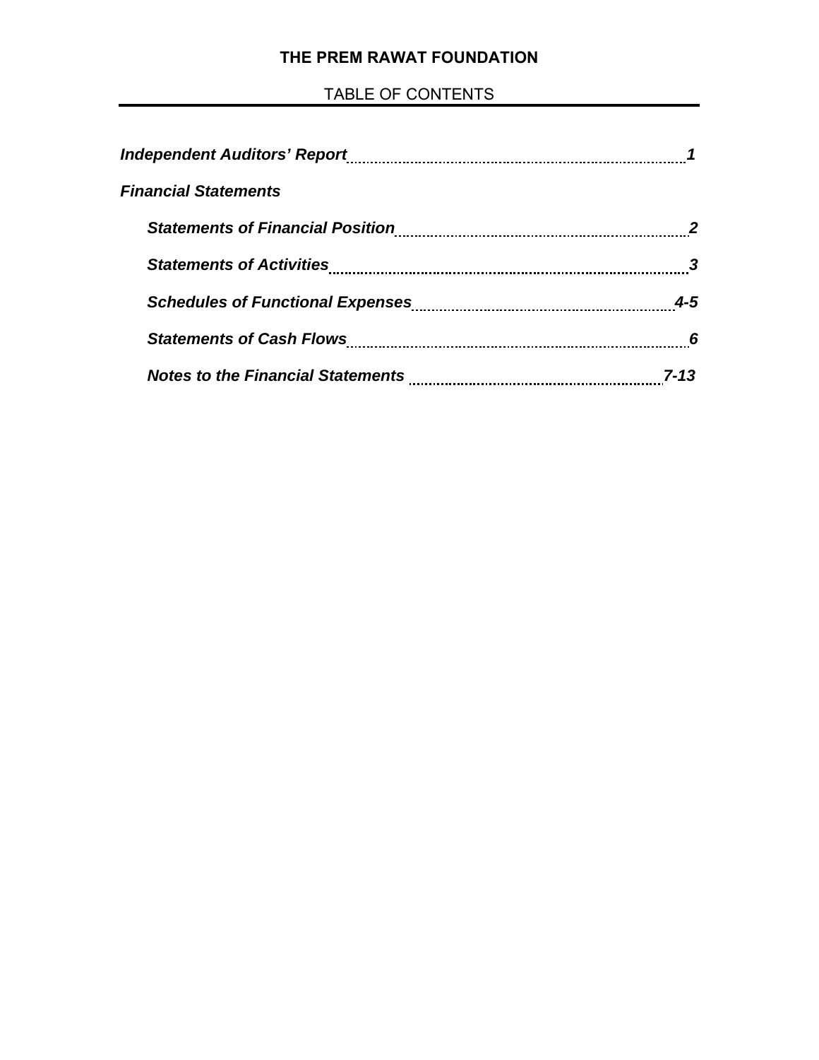**THE PREM RAWAT FOUNDATION**

TABLE OF CONTENTS

| | |
|---|---|
| ***Independent Auditors' Report*** | ***1*** |
| ***Financial Statements*** | |
| &nbsp;&nbsp;&nbsp;&nbsp;***Statements of Financial Position*** | ***2*** |
| &nbsp;&nbsp;&nbsp;&nbsp;***Statements of Activities*** | ***3*** |
| &nbsp;&nbsp;&nbsp;&nbsp;***Schedules of Functional Expenses*** | ***4-5*** |
| &nbsp;&nbsp;&nbsp;&nbsp;***Statements of Cash Flows*** | ***6*** |
| &nbsp;&nbsp;&nbsp;&nbsp;***Notes to the Financial Statements*** | ***7-13*** |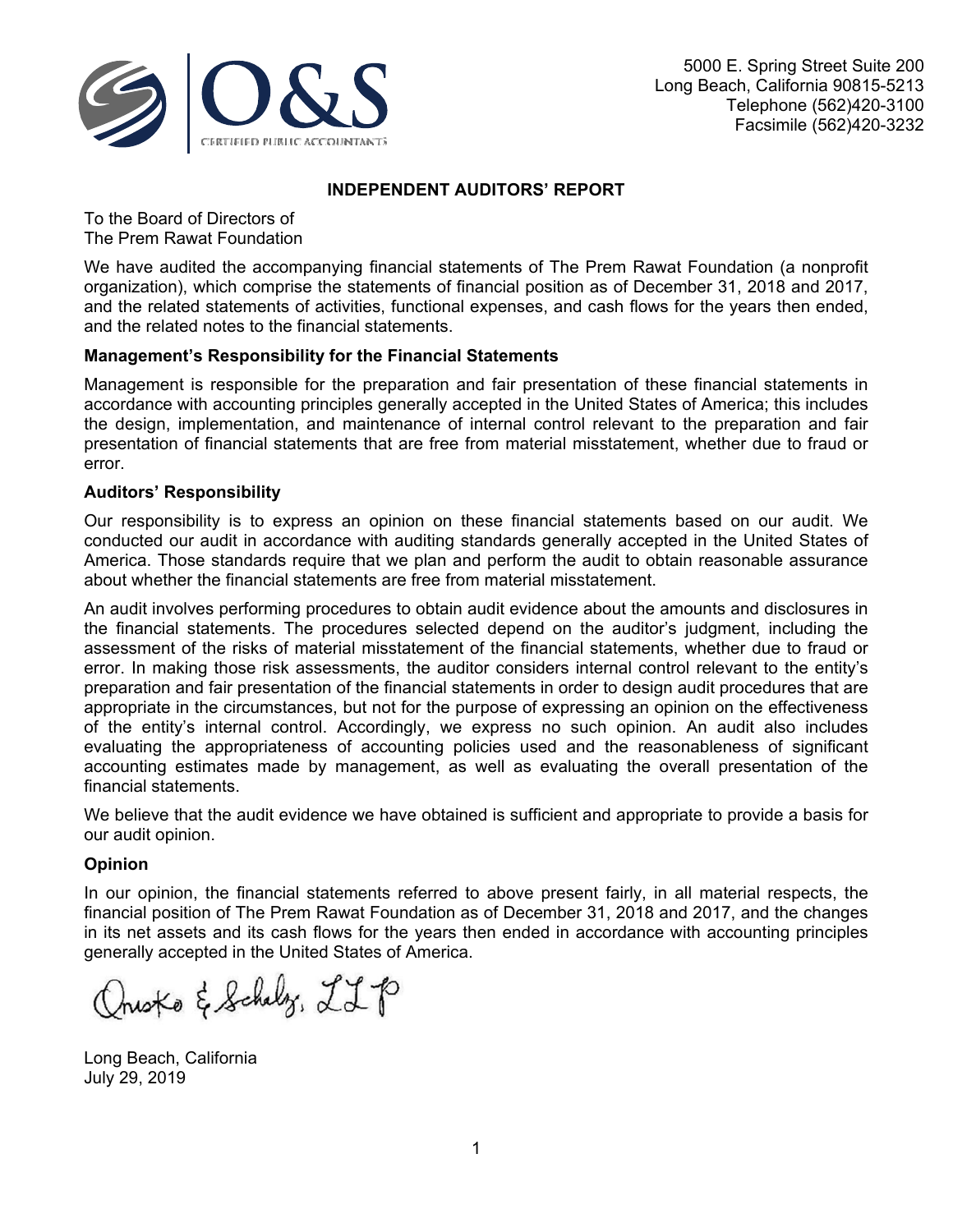O&S
CERTIFIED PUBLIC ACCOUNTANTS

5000 E. Spring Street Suite 200
Long Beach, California 90815-5213
Telephone (562)420-3100
Facsimile (562)420-3232

## INDEPENDENT AUDITORS' REPORT

To the Board of Directors of
The Prem Rawat Foundation

We have audited the accompanying financial statements of The Prem Rawat Foundation (a nonprofit organization), which comprise the statements of financial position as of December 31, 2018 and 2017, and the related statements of activities, functional expenses, and cash flows for the years then ended, and the related notes to the financial statements.

### Management's Responsibility for the Financial Statements

Management is responsible for the preparation and fair presentation of these financial statements in accordance with accounting principles generally accepted in the United States of America; this includes the design, implementation, and maintenance of internal control relevant to the preparation and fair presentation of financial statements that are free from material misstatement, whether due to fraud or error.

### Auditors' Responsibility

Our responsibility is to express an opinion on these financial statements based on our audit. We conducted our audit in accordance with auditing standards generally accepted in the United States of America. Those standards require that we plan and perform the audit to obtain reasonable assurance about whether the financial statements are free from material misstatement.

An audit involves performing procedures to obtain audit evidence about the amounts and disclosures in the financial statements. The procedures selected depend on the auditor's judgment, including the assessment of the risks of material misstatement of the financial statements, whether due to fraud or error. In making those risk assessments, the auditor considers internal control relevant to the entity's preparation and fair presentation of the financial statements in order to design audit procedures that are appropriate in the circumstances, but not for the purpose of expressing an opinion on the effectiveness of the entity's internal control. Accordingly, we express no such opinion. An audit also includes evaluating the appropriateness of accounting policies used and the reasonableness of significant accounting estimates made by management, as well as evaluating the overall presentation of the financial statements.

We believe that the audit evidence we have obtained is sufficient and appropriate to provide a basis for our audit opinion.

### Opinion

In our opinion, the financial statements referred to above present fairly, in all material respects, the financial position of The Prem Rawat Foundation as of December 31, 2018 and 2017, and the changes in its net assets and its cash flows for the years then ended in accordance with accounting principles generally accepted in the United States of America.

Onosko & Schulz, LLP

Long Beach, California
July 29, 2019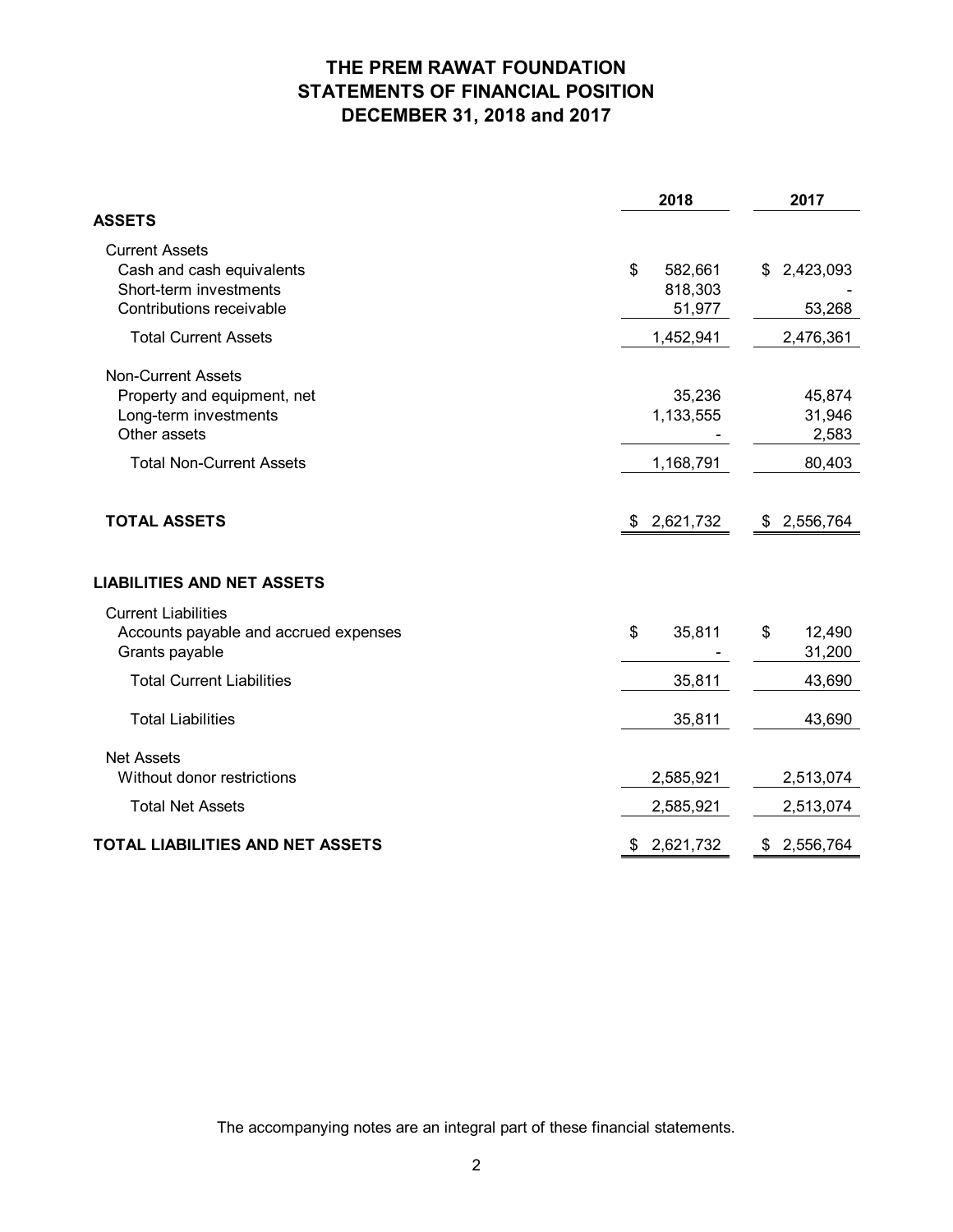# THE PREM RAWAT FOUNDATION
## STATEMENTS OF FINANCIAL POSITION
## DECEMBER 31, 2018 and 2017

| | 2018 | 2017 |
|---|---|---|
| **ASSETS** | | |
| Current Assets | | |
| Cash and cash equivalents | $ 582,661 | $ 2,423,093 |
| Short-term investments | 818,303 | - |
| Contributions receivable | 51,977 | 53,268 |
| Total Current Assets | 1,452,941 | 2,476,361 |
| Non-Current Assets | | |
| Property and equipment, net | 35,236 | 45,874 |
| Long-term investments | 1,133,555 | 31,946 |
| Other assets | - | 2,583 |
| Total Non-Current Assets | 1,168,791 | 80,403 |
| **TOTAL ASSETS** | $ 2,621,732 | $ 2,556,764 |
| **LIABILITIES AND NET ASSETS** | | |
| Current Liabilities | | |
| Accounts payable and accrued expenses | $ 35,811 | $ 12,490 |
| Grants payable | - | 31,200 |
| Total Current Liabilities | 35,811 | 43,690 |
| Total Liabilities | 35,811 | 43,690 |
| Net Assets | | |
| Without donor restrictions | 2,585,921 | 2,513,074 |
| Total Net Assets | 2,585,921 | 2,513,074 |
| **TOTAL LIABILITIES AND NET ASSETS** | $ 2,621,732 | $ 2,556,764 |

The accompanying notes are an integral part of these financial statements.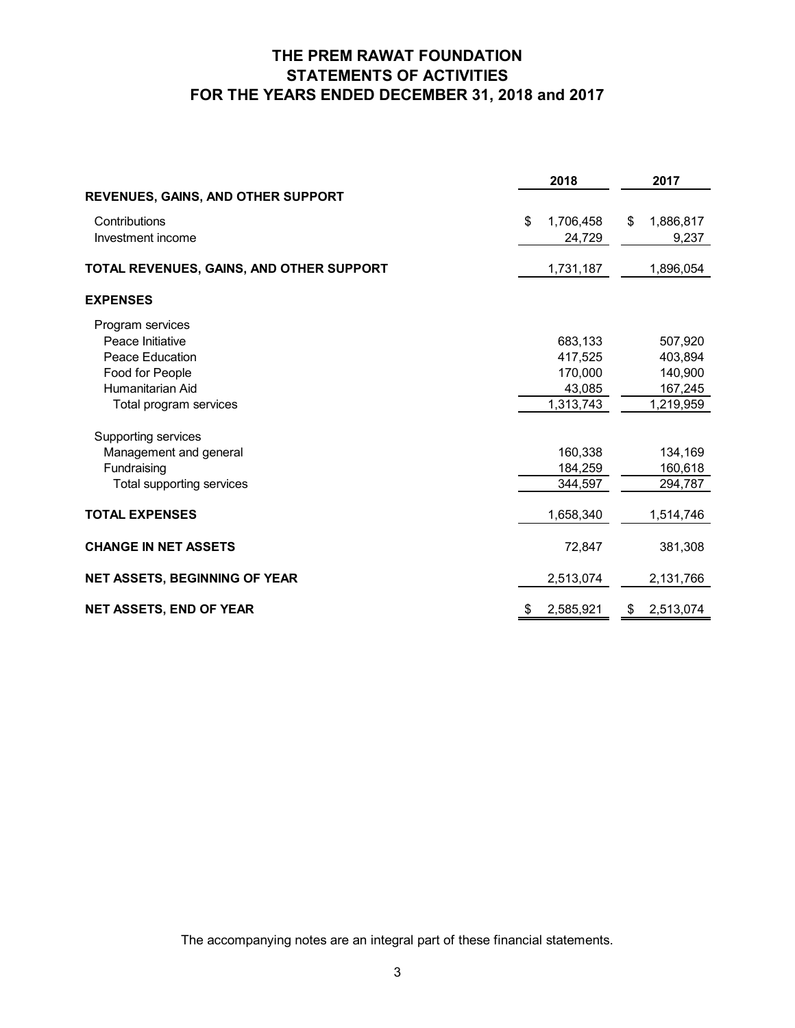# THE PREM RAWAT FOUNDATION
## STATEMENTS OF ACTIVITIES
## FOR THE YEARS ENDED DECEMBER 31, 2018 and 2017

| | 2018 | 2017 |
|---|---|---|
| **REVENUES, GAINS, AND OTHER SUPPORT** | | |
| Contributions | $ 1,706,458 | $ 1,886,817 |
| Investment income | 24,729 | 9,237 |
| **TOTAL REVENUES, GAINS, AND OTHER SUPPORT** | 1,731,187 | 1,896,054 |
| **EXPENSES** | | |
| Program services | | |
| Peace Initiative | 683,133 | 507,920 |
| Peace Education | 417,525 | 403,894 |
| Food for People | 170,000 | 140,900 |
| Humanitarian Aid | 43,085 | 167,245 |
| Total program services | 1,313,743 | 1,219,959 |
| Supporting services | | |
| Management and general | 160,338 | 134,169 |
| Fundraising | 184,259 | 160,618 |
| Total supporting services | 344,597 | 294,787 |
| **TOTAL EXPENSES** | 1,658,340 | 1,514,746 |
| **CHANGE IN NET ASSETS** | 72,847 | 381,308 |
| **NET ASSETS, BEGINNING OF YEAR** | 2,513,074 | 2,131,766 |
| **NET ASSETS, END OF YEAR** | $ 2,585,921 | $ 2,513,074 |

The accompanying notes are an integral part of these financial statements.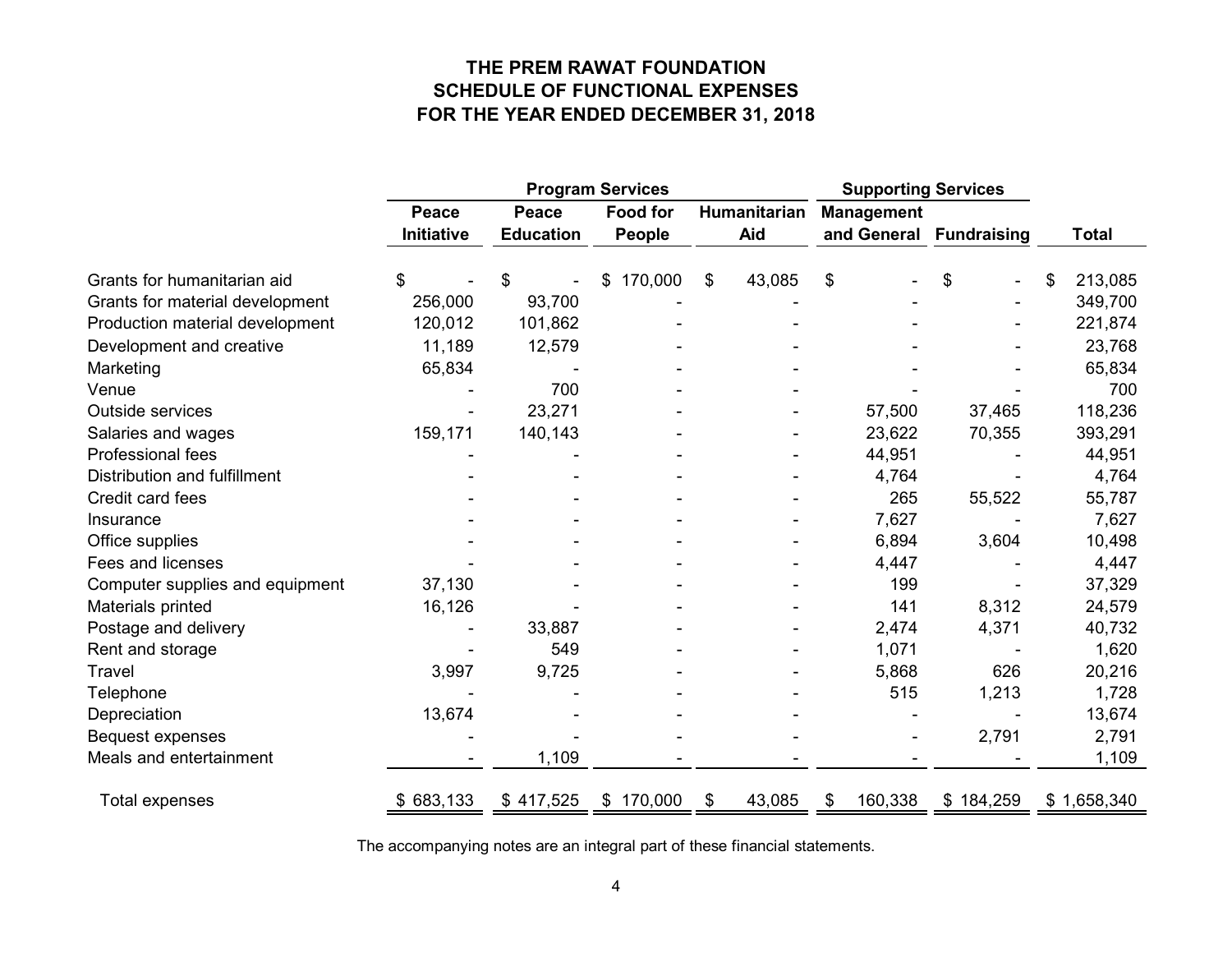# THE PREM RAWAT FOUNDATION
## SCHEDULE OF FUNCTIONAL EXPENSES
## FOR THE YEAR ENDED DECEMBER 31, 2018

| | Program Services | | | | Supporting Services | | |
|---|---|---|---|---|---|---|---|
| | Peace Initiative | Peace Education | Food for People | Humanitarian Aid | Management and General | Fundraising | Total |
| Grants for humanitarian aid | $ - | $ - | $ 170,000 | $ 43,085 | $ - | $ - | $ 213,085 |
| Grants for material development | 256,000 | 93,700 | - | - | - | - | 349,700 |
| Production material development | 120,012 | 101,862 | - | - | - | - | 221,874 |
| Development and creative | 11,189 | 12,579 | - | - | - | - | 23,768 |
| Marketing | 65,834 | - | - | - | - | - | 65,834 |
| Venue | - | 700 | - | - | - | - | 700 |
| Outside services | - | 23,271 | - | - | 57,500 | 37,465 | 118,236 |
| Salaries and wages | 159,171 | 140,143 | - | - | 23,622 | 70,355 | 393,291 |
| Professional fees | - | - | - | - | 44,951 | - | 44,951 |
| Distribution and fulfillment | - | - | - | - | 4,764 | - | 4,764 |
| Credit card fees | - | - | - | - | 265 | 55,522 | 55,787 |
| Insurance | - | - | - | - | 7,627 | - | 7,627 |
| Office supplies | - | - | - | - | 6,894 | 3,604 | 10,498 |
| Fees and licenses | - | - | - | - | 4,447 | - | 4,447 |
| Computer supplies and equipment | 37,130 | - | - | - | 199 | - | 37,329 |
| Materials printed | 16,126 | - | - | - | 141 | 8,312 | 24,579 |
| Postage and delivery | - | 33,887 | - | - | 2,474 | 4,371 | 40,732 |
| Rent and storage | - | 549 | - | - | 1,071 | - | 1,620 |
| Travel | 3,997 | 9,725 | - | - | 5,868 | 626 | 20,216 |
| Telephone | - | - | - | - | 515 | 1,213 | 1,728 |
| Depreciation | 13,674 | - | - | - | - | - | 13,674 |
| Bequest expenses | - | - | - | - | - | 2,791 | 2,791 |
| Meals and entertainment | - | 1,109 | - | - | - | - | 1,109 |
| Total expenses | $ 683,133 | $ 417,525 | $ 170,000 | $ 43,085 | $ 160,338 | $ 184,259 | $ 1,658,340 |

The accompanying notes are an integral part of these financial statements.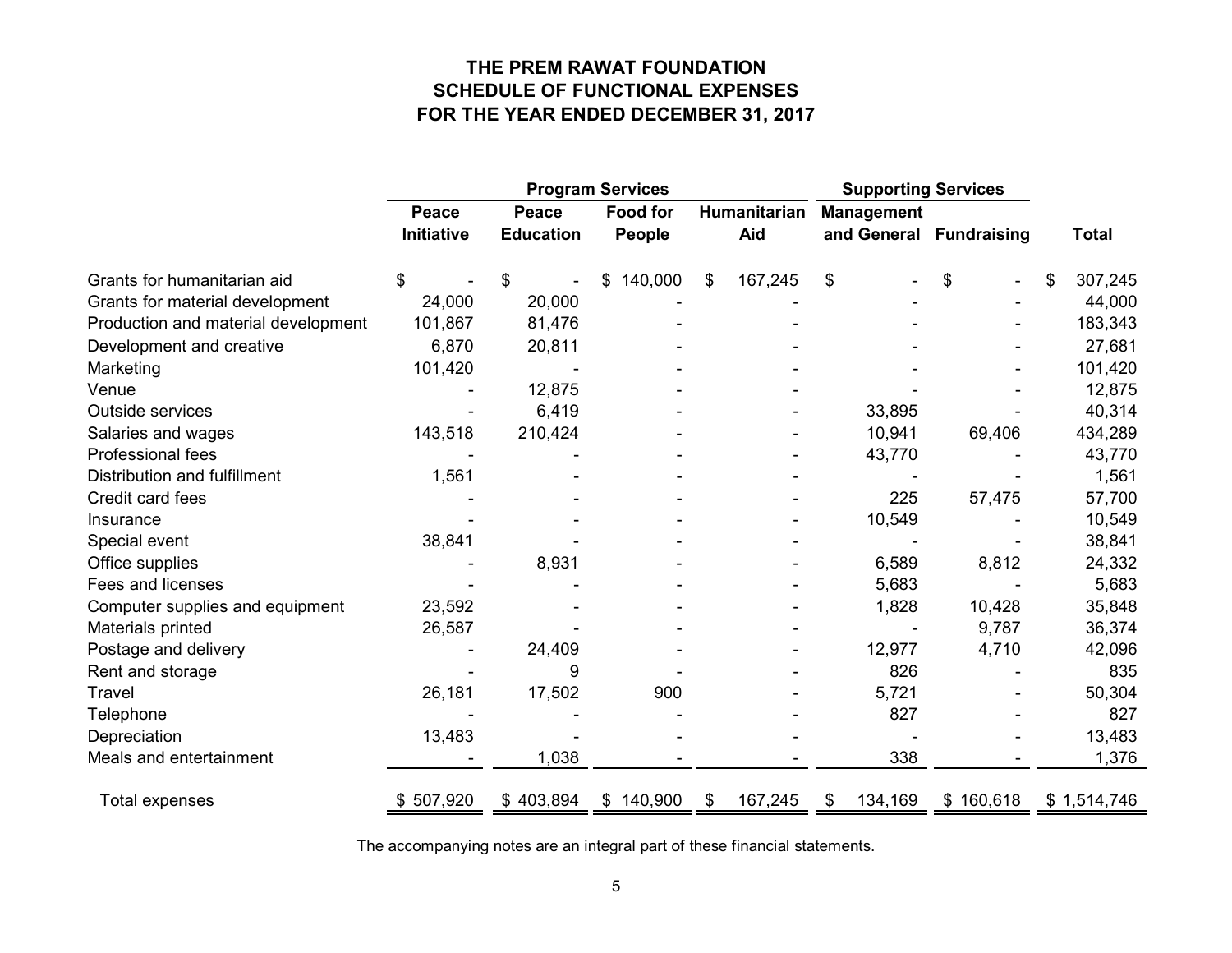# THE PREM RAWAT FOUNDATION
## SCHEDULE OF FUNCTIONAL EXPENSES
## FOR THE YEAR ENDED DECEMBER 31, 2017

| | Program Services | | | | Supporting Services | | |
|---|---|---|---|---|---|---|---|
| | Peace Initiative | Peace Education | Food for People | Humanitarian Aid | Management and General | Fundraising | Total |
| Grants for humanitarian aid | $ - | $ - | $ 140,000 | $ 167,245 | $ - | $ - | $ 307,245 |
| Grants for material development | 24,000 | 20,000 | - | - | - | - | 44,000 |
| Production and material development | 101,867 | 81,476 | - | - | - | - | 183,343 |
| Development and creative | 6,870 | 20,811 | - | - | - | - | 27,681 |
| Marketing | 101,420 | - | - | - | - | - | 101,420 |
| Venue | - | 12,875 | - | - | - | - | 12,875 |
| Outside services | - | 6,419 | - | - | 33,895 | - | 40,314 |
| Salaries and wages | 143,518 | 210,424 | - | - | 10,941 | 69,406 | 434,289 |
| Professional fees | - | - | - | - | 43,770 | - | 43,770 |
| Distribution and fulfillment | 1,561 | - | - | - | - | - | 1,561 |
| Credit card fees | - | - | - | - | 225 | 57,475 | 57,700 |
| Insurance | - | - | - | - | 10,549 | - | 10,549 |
| Special event | 38,841 | - | - | - | - | - | 38,841 |
| Office supplies | - | 8,931 | - | - | 6,589 | 8,812 | 24,332 |
| Fees and licenses | - | - | - | - | 5,683 | - | 5,683 |
| Computer supplies and equipment | 23,592 | - | - | - | 1,828 | 10,428 | 35,848 |
| Materials printed | 26,587 | - | - | - | - | 9,787 | 36,374 |
| Postage and delivery | - | 24,409 | - | - | 12,977 | 4,710 | 42,096 |
| Rent and storage | - | 9 | - | - | 826 | - | 835 |
| Travel | 26,181 | 17,502 | 900 | - | 5,721 | - | 50,304 |
| Telephone | - | - | - | - | 827 | - | 827 |
| Depreciation | 13,483 | - | - | - | - | - | 13,483 |
| Meals and entertainment | - | 1,038 | - | - | 338 | - | 1,376 |
| Total expenses | $ 507,920 | $ 403,894 | $ 140,900 | $ 167,245 | $ 134,169 | $ 160,618 | $ 1,514,746 |

The accompanying notes are an integral part of these financial statements.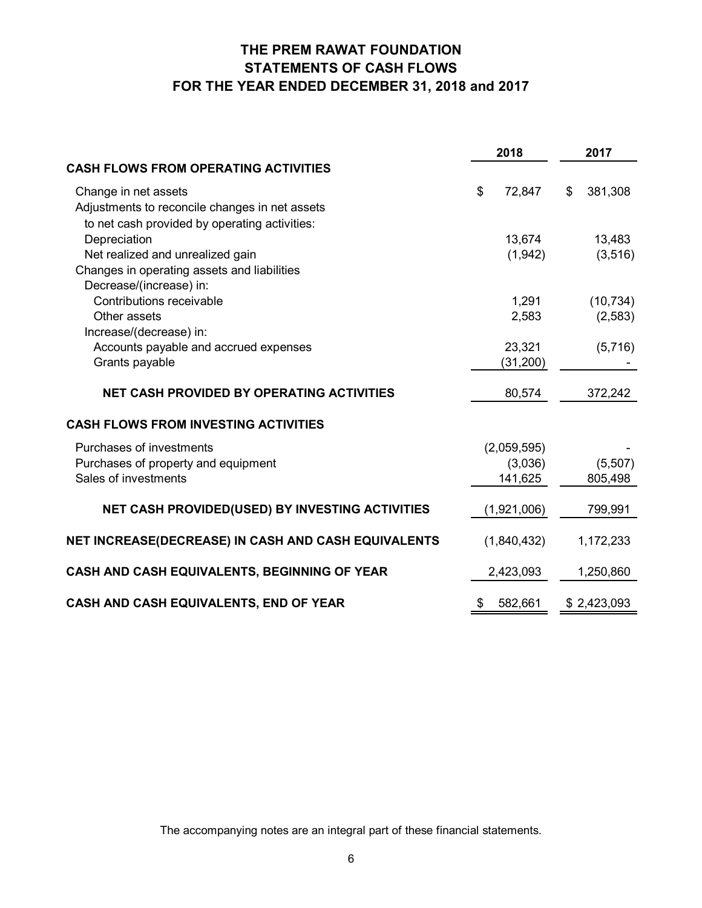# THE PREM RAWAT FOUNDATION
## STATEMENTS OF CASH FLOWS
## FOR THE YEAR ENDED DECEMBER 31, 2018 and 2017

| | 2018 | 2017 |
|---|---|---|
| **CASH FLOWS FROM OPERATING ACTIVITIES** | | |
| Change in net assets | $ 72,847 | $ 381,308 |
| Adjustments to reconcile changes in net assets to net cash provided by operating activities: | | |
| Depreciation | 13,674 | 13,483 |
| Net realized and unrealized gain | (1,942) | (3,516) |
| Changes in operating assets and liabilities | | |
| Decrease/(increase) in: | | |
| Contributions receivable | 1,291 | (10,734) |
| Other assets | 2,583 | (2,583) |
| Increase/(decrease) in: | | |
| Accounts payable and accrued expenses | 23,321 | (5,716) |
| Grants payable | (31,200) | - |
| **NET CASH PROVIDED BY OPERATING ACTIVITIES** | 80,574 | 372,242 |
| **CASH FLOWS FROM INVESTING ACTIVITIES** | | |
| Purchases of investments | (2,059,595) | - |
| Purchases of property and equipment | (3,036) | (5,507) |
| Sales of investments | 141,625 | 805,498 |
| **NET CASH PROVIDED(USED) BY INVESTING ACTIVITIES** | (1,921,006) | 799,991 |
| **NET INCREASE(DECREASE) IN CASH AND CASH EQUIVALENTS** | (1,840,432) | 1,172,233 |
| **CASH AND CASH EQUIVALENTS, BEGINNING OF YEAR** | 2,423,093 | 1,250,860 |
| **CASH AND CASH EQUIVALENTS, END OF YEAR** | $ 582,661 | $ 2,423,093 |

The accompanying notes are an integral part of these financial statements.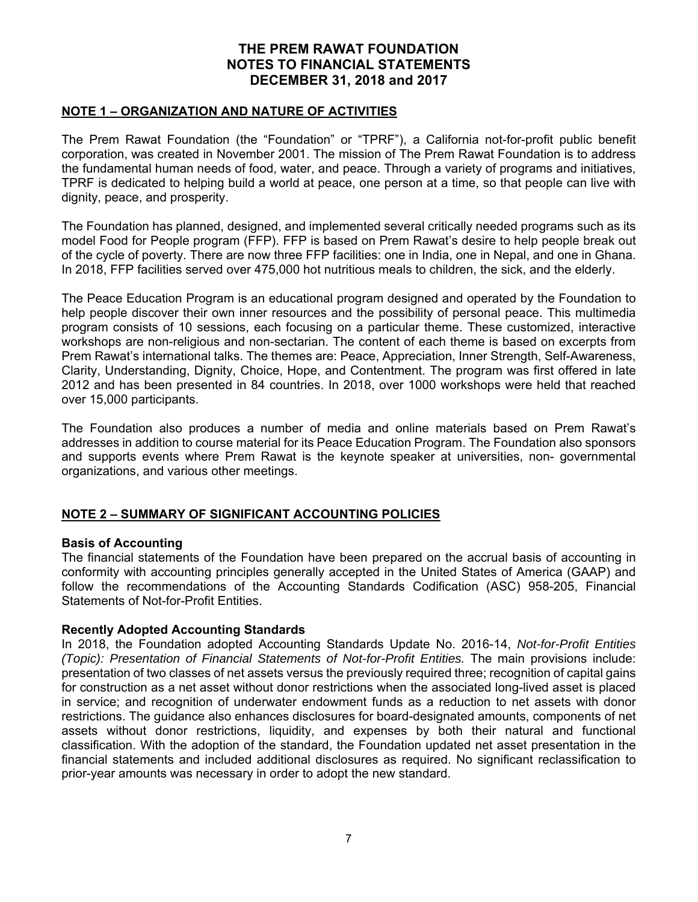# THE PREM RAWAT FOUNDATION
# NOTES TO FINANCIAL STATEMENTS
# DECEMBER 31, 2018 and 2017

## NOTE 1 – ORGANIZATION AND NATURE OF ACTIVITIES

The Prem Rawat Foundation (the "Foundation" or "TPRF"), a California not-for-profit public benefit corporation, was created in November 2001. The mission of The Prem Rawat Foundation is to address the fundamental human needs of food, water, and peace. Through a variety of programs and initiatives, TPRF is dedicated to helping build a world at peace, one person at a time, so that people can live with dignity, peace, and prosperity.

The Foundation has planned, designed, and implemented several critically needed programs such as its model Food for People program (FFP). FFP is based on Prem Rawat's desire to help people break out of the cycle of poverty. There are now three FFP facilities: one in India, one in Nepal, and one in Ghana. In 2018, FFP facilities served over 475,000 hot nutritious meals to children, the sick, and the elderly.

The Peace Education Program is an educational program designed and operated by the Foundation to help people discover their own inner resources and the possibility of personal peace. This multimedia program consists of 10 sessions, each focusing on a particular theme. These customized, interactive workshops are non-religious and non-sectarian. The content of each theme is based on excerpts from Prem Rawat's international talks. The themes are: Peace, Appreciation, Inner Strength, Self-Awareness, Clarity, Understanding, Dignity, Choice, Hope, and Contentment. The program was first offered in late 2012 and has been presented in 84 countries. In 2018, over 1000 workshops were held that reached over 15,000 participants.

The Foundation also produces a number of media and online materials based on Prem Rawat's addresses in addition to course material for its Peace Education Program. The Foundation also sponsors and supports events where Prem Rawat is the keynote speaker at universities, non- governmental organizations, and various other meetings.

## NOTE 2 – SUMMARY OF SIGNIFICANT ACCOUNTING POLICIES

### Basis of Accounting

The financial statements of the Foundation have been prepared on the accrual basis of accounting in conformity with accounting principles generally accepted in the United States of America (GAAP) and follow the recommendations of the Accounting Standards Codification (ASC) 958-205, Financial Statements of Not-for-Profit Entities.

### Recently Adopted Accounting Standards

In 2018, the Foundation adopted Accounting Standards Update No. 2016-14, *Not-for-Profit Entities (Topic): Presentation of Financial Statements of Not-for-Profit Entities.* The main provisions include: presentation of two classes of net assets versus the previously required three; recognition of capital gains for construction as a net asset without donor restrictions when the associated long-lived asset is placed in service; and recognition of underwater endowment funds as a reduction to net assets with donor restrictions. The guidance also enhances disclosures for board-designated amounts, components of net assets without donor restrictions, liquidity, and expenses by both their natural and functional classification. With the adoption of the standard, the Foundation updated net asset presentation in the financial statements and included additional disclosures as required. No significant reclassification to prior-year amounts was necessary in order to adopt the new standard.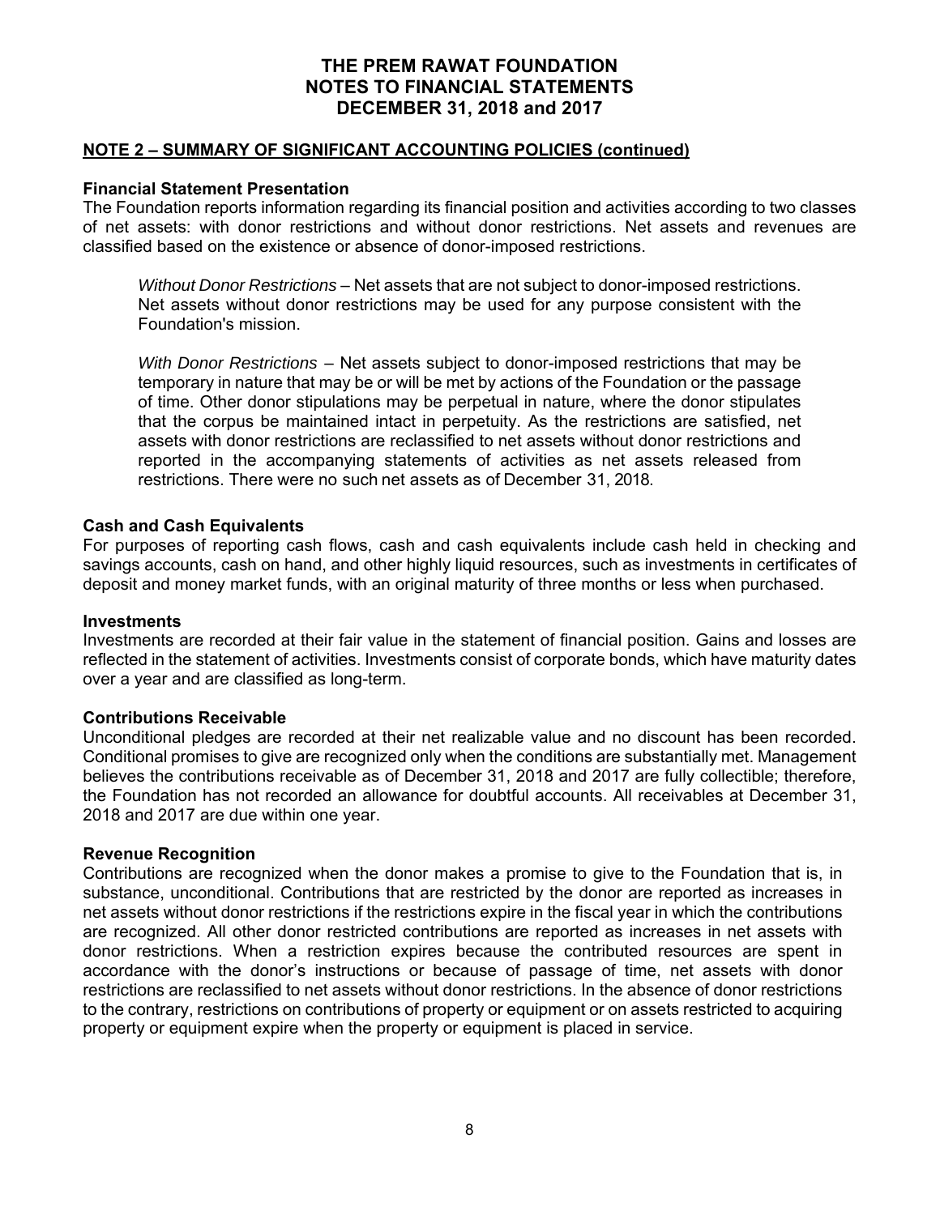## NOTE 2 – SUMMARY OF SIGNIFICANT ACCOUNTING POLICIES (continued)

### Financial Statement Presentation

The Foundation reports information regarding its financial position and activities according to two classes of net assets: with donor restrictions and without donor restrictions. Net assets and revenues are classified based on the existence or absence of donor-imposed restrictions.

*Without Donor Restrictions* – Net assets that are not subject to donor-imposed restrictions. Net assets without donor restrictions may be used for any purpose consistent with the Foundation's mission.

*With Donor Restrictions* – Net assets subject to donor-imposed restrictions that may be temporary in nature that may be or will be met by actions of the Foundation or the passage of time. Other donor stipulations may be perpetual in nature, where the donor stipulates that the corpus be maintained intact in perpetuity. As the restrictions are satisfied, net assets with donor restrictions are reclassified to net assets without donor restrictions and reported in the accompanying statements of activities as net assets released from restrictions. There were no such net assets as of December 31, 2018.

### Cash and Cash Equivalents

For purposes of reporting cash flows, cash and cash equivalents include cash held in checking and savings accounts, cash on hand, and other highly liquid resources, such as investments in certificates of deposit and money market funds, with an original maturity of three months or less when purchased.

### Investments

Investments are recorded at their fair value in the statement of financial position. Gains and losses are reflected in the statement of activities. Investments consist of corporate bonds, which have maturity dates over a year and are classified as long-term.

### Contributions Receivable

Unconditional pledges are recorded at their net realizable value and no discount has been recorded. Conditional promises to give are recognized only when the conditions are substantially met. Management believes the contributions receivable as of December 31, 2018 and 2017 are fully collectible; therefore, the Foundation has not recorded an allowance for doubtful accounts. All receivables at December 31, 2018 and 2017 are due within one year.

### Revenue Recognition

Contributions are recognized when the donor makes a promise to give to the Foundation that is, in substance, unconditional. Contributions that are restricted by the donor are reported as increases in net assets without donor restrictions if the restrictions expire in the fiscal year in which the contributions are recognized. All other donor restricted contributions are reported as increases in net assets with donor restrictions. When a restriction expires because the contributed resources are spent in accordance with the donor's instructions or because of passage of time, net assets with donor restrictions are reclassified to net assets without donor restrictions. In the absence of donor restrictions to the contrary, restrictions on contributions of property or equipment or on assets restricted to acquiring property or equipment expire when the property or equipment is placed in service.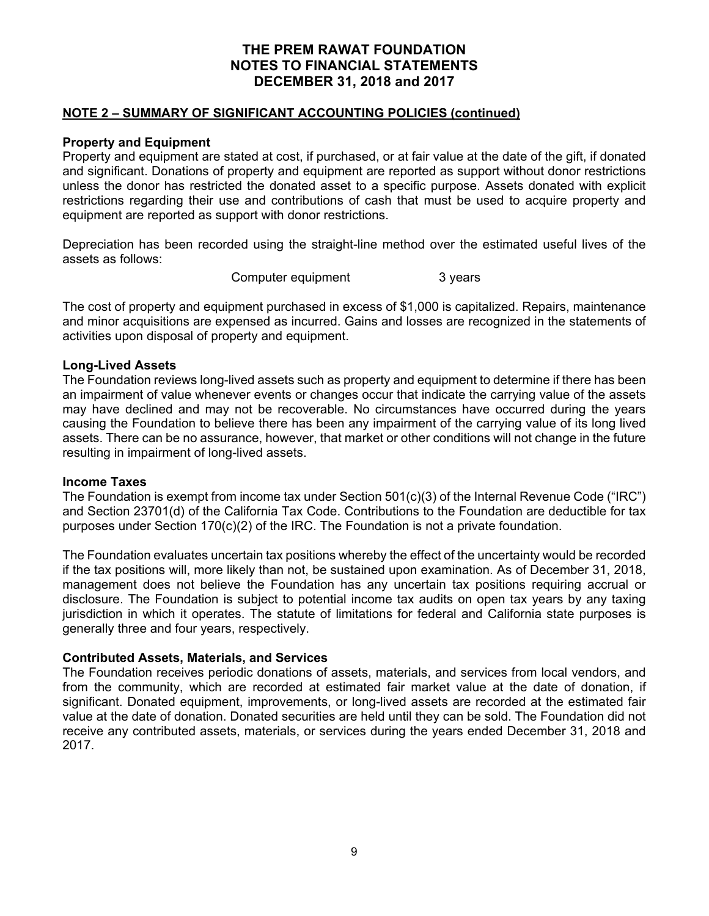# THE PREM RAWAT FOUNDATION
# NOTES TO FINANCIAL STATEMENTS
# DECEMBER 31, 2018 and 2017

## NOTE 2 – SUMMARY OF SIGNIFICANT ACCOUNTING POLICIES (continued)

### Property and Equipment

Property and equipment are stated at cost, if purchased, or at fair value at the date of the gift, if donated and significant. Donations of property and equipment are reported as support without donor restrictions unless the donor has restricted the donated asset to a specific purpose. Assets donated with explicit restrictions regarding their use and contributions of cash that must be used to acquire property and equipment are reported as support with donor restrictions.

Depreciation has been recorded using the straight-line method over the estimated useful lives of the assets as follows:

| | |
|---|---|
| Computer equipment | 3 years |

The cost of property and equipment purchased in excess of $1,000 is capitalized. Repairs, maintenance and minor acquisitions are expensed as incurred. Gains and losses are recognized in the statements of activities upon disposal of property and equipment.

### Long-Lived Assets

The Foundation reviews long-lived assets such as property and equipment to determine if there has been an impairment of value whenever events or changes occur that indicate the carrying value of the assets may have declined and may not be recoverable. No circumstances have occurred during the years causing the Foundation to believe there has been any impairment of the carrying value of its long lived assets. There can be no assurance, however, that market or other conditions will not change in the future resulting in impairment of long-lived assets.

### Income Taxes

The Foundation is exempt from income tax under Section 501(c)(3) of the Internal Revenue Code ("IRC") and Section 23701(d) of the California Tax Code. Contributions to the Foundation are deductible for tax purposes under Section 170(c)(2) of the IRC. The Foundation is not a private foundation.

The Foundation evaluates uncertain tax positions whereby the effect of the uncertainty would be recorded if the tax positions will, more likely than not, be sustained upon examination. As of December 31, 2018, management does not believe the Foundation has any uncertain tax positions requiring accrual or disclosure. The Foundation is subject to potential income tax audits on open tax years by any taxing jurisdiction in which it operates. The statute of limitations for federal and California state purposes is generally three and four years, respectively.

### Contributed Assets, Materials, and Services

The Foundation receives periodic donations of assets, materials, and services from local vendors, and from the community, which are recorded at estimated fair market value at the date of donation, if significant. Donated equipment, improvements, or long-lived assets are recorded at the estimated fair value at the date of donation. Donated securities are held until they can be sold. The Foundation did not receive any contributed assets, materials, or services during the years ended December 31, 2018 and 2017.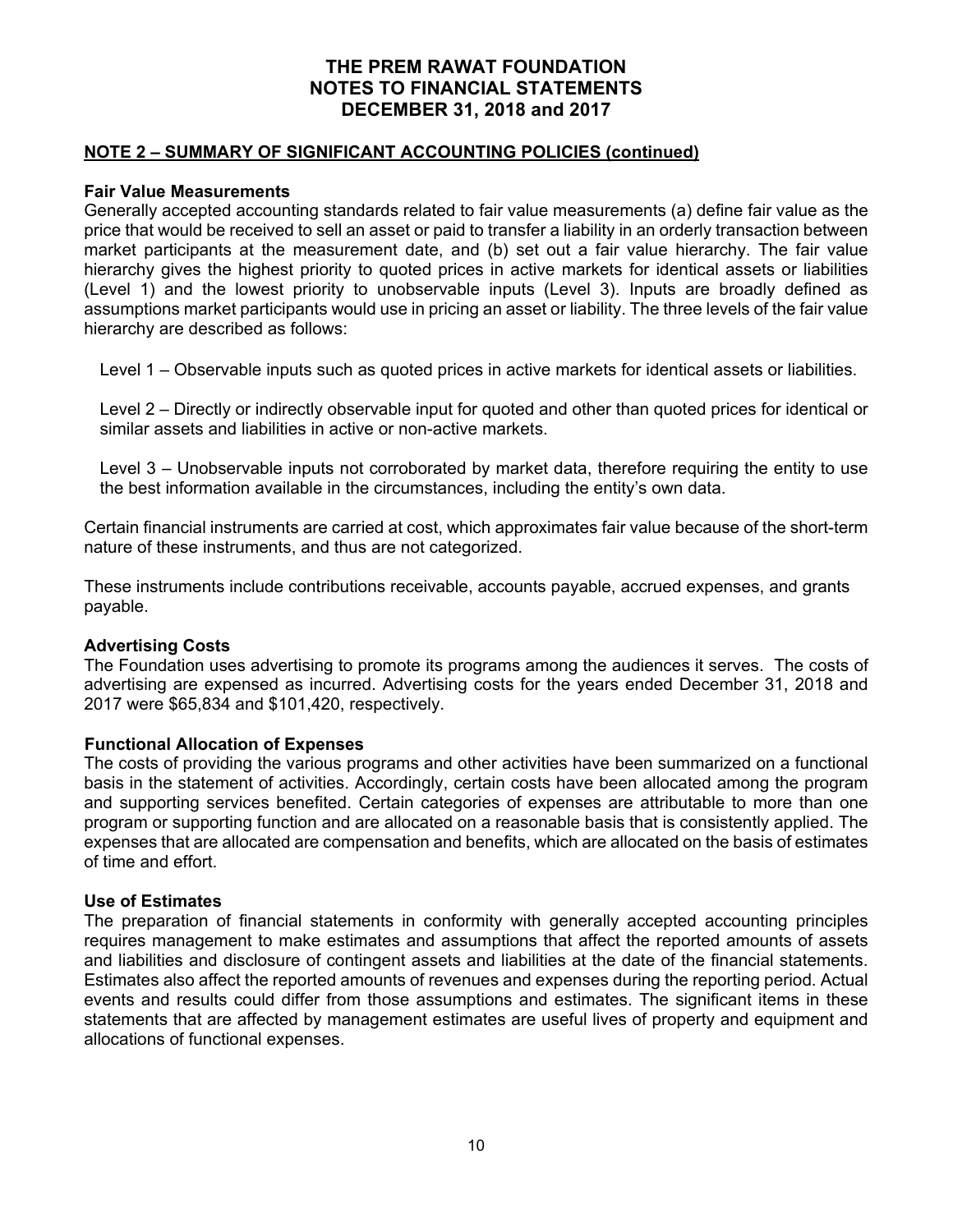# THE PREM RAWAT FOUNDATION
# NOTES TO FINANCIAL STATEMENTS
# DECEMBER 31, 2018 and 2017

## NOTE 2 – SUMMARY OF SIGNIFICANT ACCOUNTING POLICIES (continued)

### Fair Value Measurements

Generally accepted accounting standards related to fair value measurements (a) define fair value as the price that would be received to sell an asset or paid to transfer a liability in an orderly transaction between market participants at the measurement date, and (b) set out a fair value hierarchy. The fair value hierarchy gives the highest priority to quoted prices in active markets for identical assets or liabilities (Level 1) and the lowest priority to unobservable inputs (Level 3). Inputs are broadly defined as assumptions market participants would use in pricing an asset or liability. The three levels of the fair value hierarchy are described as follows:

Level 1 – Observable inputs such as quoted prices in active markets for identical assets or liabilities.

Level 2 – Directly or indirectly observable input for quoted and other than quoted prices for identical or similar assets and liabilities in active or non-active markets.

Level 3 – Unobservable inputs not corroborated by market data, therefore requiring the entity to use the best information available in the circumstances, including the entity's own data.

Certain financial instruments are carried at cost, which approximates fair value because of the short-term nature of these instruments, and thus are not categorized.

These instruments include contributions receivable, accounts payable, accrued expenses, and grants payable.

### Advertising Costs

The Foundation uses advertising to promote its programs among the audiences it serves. The costs of advertising are expensed as incurred. Advertising costs for the years ended December 31, 2018 and 2017 were $65,834 and $101,420, respectively.

### Functional Allocation of Expenses

The costs of providing the various programs and other activities have been summarized on a functional basis in the statement of activities. Accordingly, certain costs have been allocated among the program and supporting services benefited. Certain categories of expenses are attributable to more than one program or supporting function and are allocated on a reasonable basis that is consistently applied. The expenses that are allocated are compensation and benefits, which are allocated on the basis of estimates of time and effort.

### Use of Estimates

The preparation of financial statements in conformity with generally accepted accounting principles requires management to make estimates and assumptions that affect the reported amounts of assets and liabilities and disclosure of contingent assets and liabilities at the date of the financial statements. Estimates also affect the reported amounts of revenues and expenses during the reporting period. Actual events and results could differ from those assumptions and estimates. The significant items in these statements that are affected by management estimates are useful lives of property and equipment and allocations of functional expenses.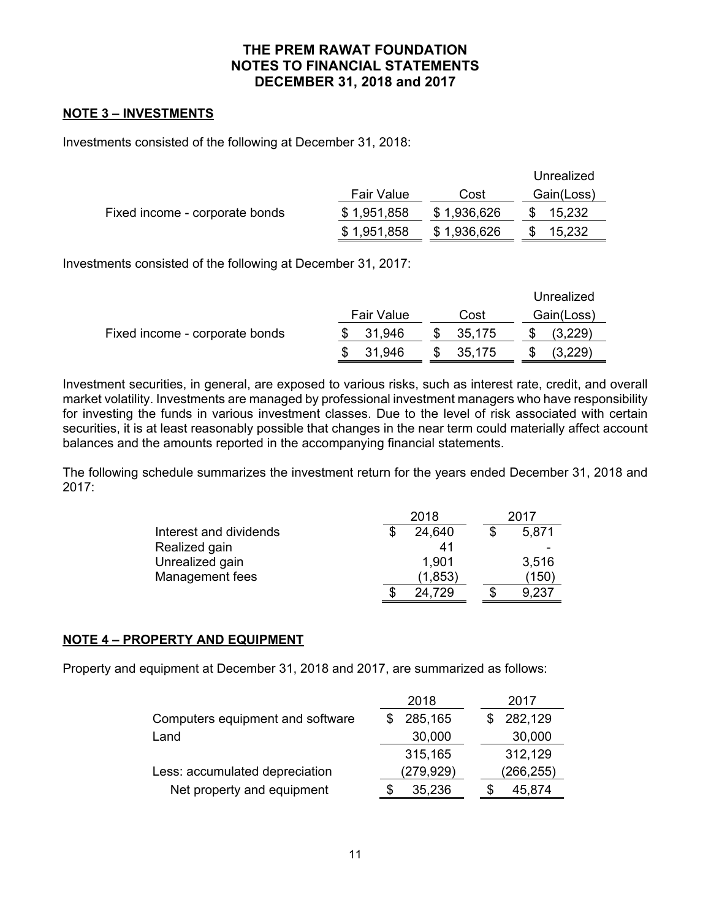# THE PREM RAWAT FOUNDATION
# NOTES TO FINANCIAL STATEMENTS
# DECEMBER 31, 2018 and 2017

## NOTE 3 – INVESTMENTS

Investments consisted of the following at December 31, 2018:

| | Fair Value | Cost | Unrealized Gain(Loss) |
|---|---|---|---|
| Fixed income - corporate bonds | $ 1,951,858 | $ 1,936,626 | $ 15,232 |
| | $ 1,951,858 | $ 1,936,626 | $ 15,232 |

Investments consisted of the following at December 31, 2017:

| | Fair Value | Cost | Unrealized Gain(Loss) |
|---|---|---|---|
| Fixed income - corporate bonds | $ 31,946 | $ 35,175 | $ (3,229) |
| | $ 31,946 | $ 35,175 | $ (3,229) |

Investment securities, in general, are exposed to various risks, such as interest rate, credit, and overall market volatility. Investments are managed by professional investment managers who have responsibility for investing the funds in various investment classes. Due to the level of risk associated with certain securities, it is at least reasonably possible that changes in the near term could materially affect account balances and the amounts reported in the accompanying financial statements.

The following schedule summarizes the investment return for the years ended December 31, 2018 and 2017:

| | 2018 | 2017 |
|---|---|---|
| Interest and dividends | $ 24,640 | $ 5,871 |
| Realized gain | 41 | - |
| Unrealized gain | 1,901 | 3,516 |
| Management fees | (1,853) | (150) |
| | $ 24,729 | $ 9,237 |

## NOTE 4 – PROPERTY AND EQUIPMENT

Property and equipment at December 31, 2018 and 2017, are summarized as follows:

| | 2018 | 2017 |
|---|---|---|
| Computers equipment and software | $ 285,165 | $ 282,129 |
| Land | 30,000 | 30,000 |
| | 315,165 | 312,129 |
| Less: accumulated depreciation | (279,929) | (266,255) |
| Net property and equipment | $ 35,236 | $ 45,874 |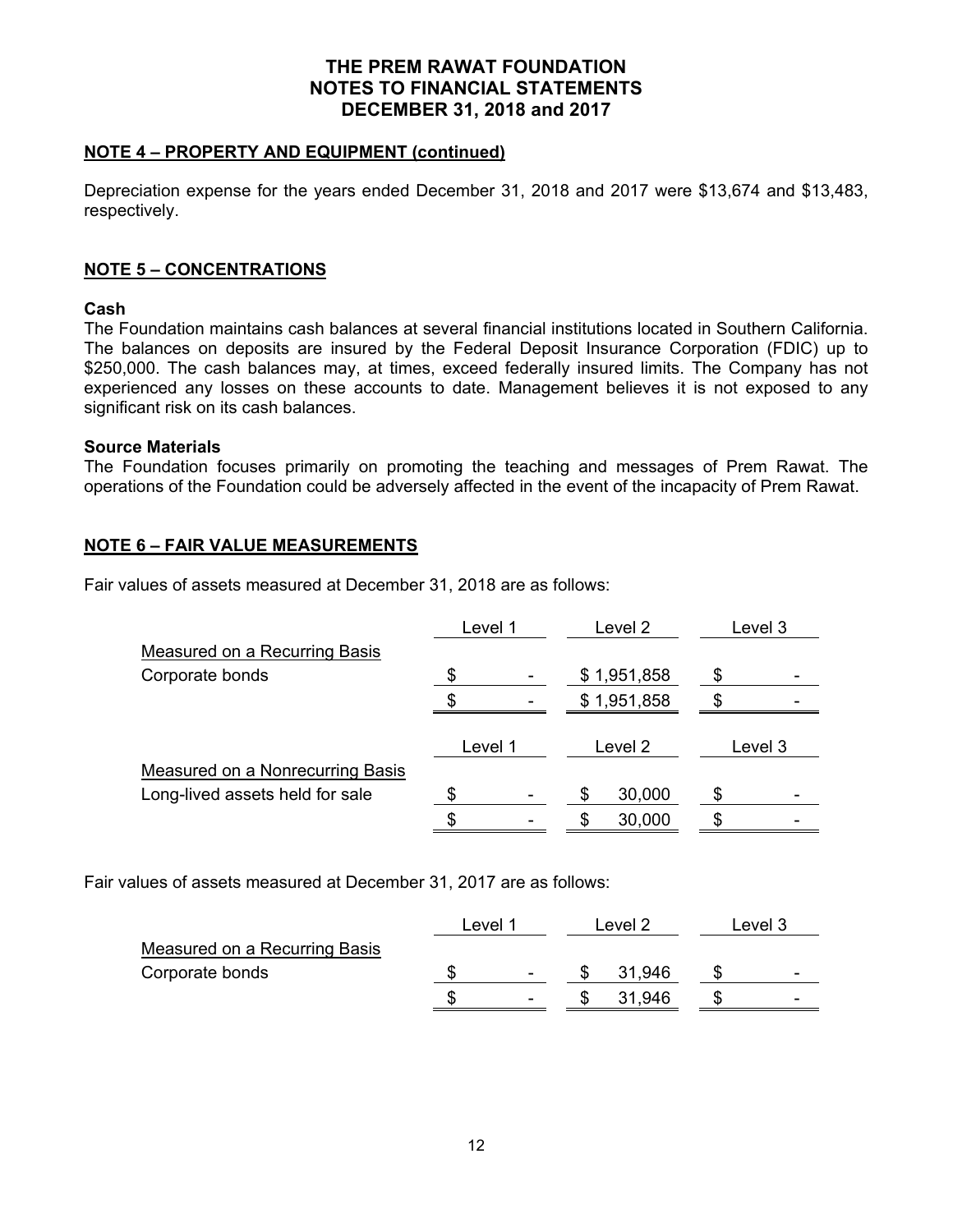## NOTE 4 – PROPERTY AND EQUIPMENT (continued)

Depreciation expense for the years ended December 31, 2018 and 2017 were $13,674 and $13,483, respectively.

## NOTE 5 – CONCENTRATIONS

**Cash**

The Foundation maintains cash balances at several financial institutions located in Southern California. The balances on deposits are insured by the Federal Deposit Insurance Corporation (FDIC) up to $250,000. The cash balances may, at times, exceed federally insured limits. The Company has not experienced any losses on these accounts to date. Management believes it is not exposed to any significant risk on its cash balances.

**Source Materials**

The Foundation focuses primarily on promoting the teaching and messages of Prem Rawat. The operations of the Foundation could be adversely affected in the event of the incapacity of Prem Rawat.

## NOTE 6 – FAIR VALUE MEASUREMENTS

Fair values of assets measured at December 31, 2018 are as follows:

| | Level 1 | Level 2 | Level 3 |
|---|---|---|---|
| Measured on a Recurring Basis | | | |
| Corporate bonds | $ - | $ 1,951,858 | $ - |
| | $ - | $ 1,951,858 | $ - |

| | Level 1 | Level 2 | Level 3 |
|---|---|---|---|
| Measured on a Nonrecurring Basis | | | |
| Long-lived assets held for sale | $ - | $ 30,000 | $ - |
| | $ - | $ 30,000 | $ - |

Fair values of assets measured at December 31, 2017 are as follows:

| | Level 1 | Level 2 | Level 3 |
|---|---|---|---|
| Measured on a Recurring Basis | | | |
| Corporate bonds | $ - | $ 31,946 | $ - |
| | $ - | $ 31,946 | $ - |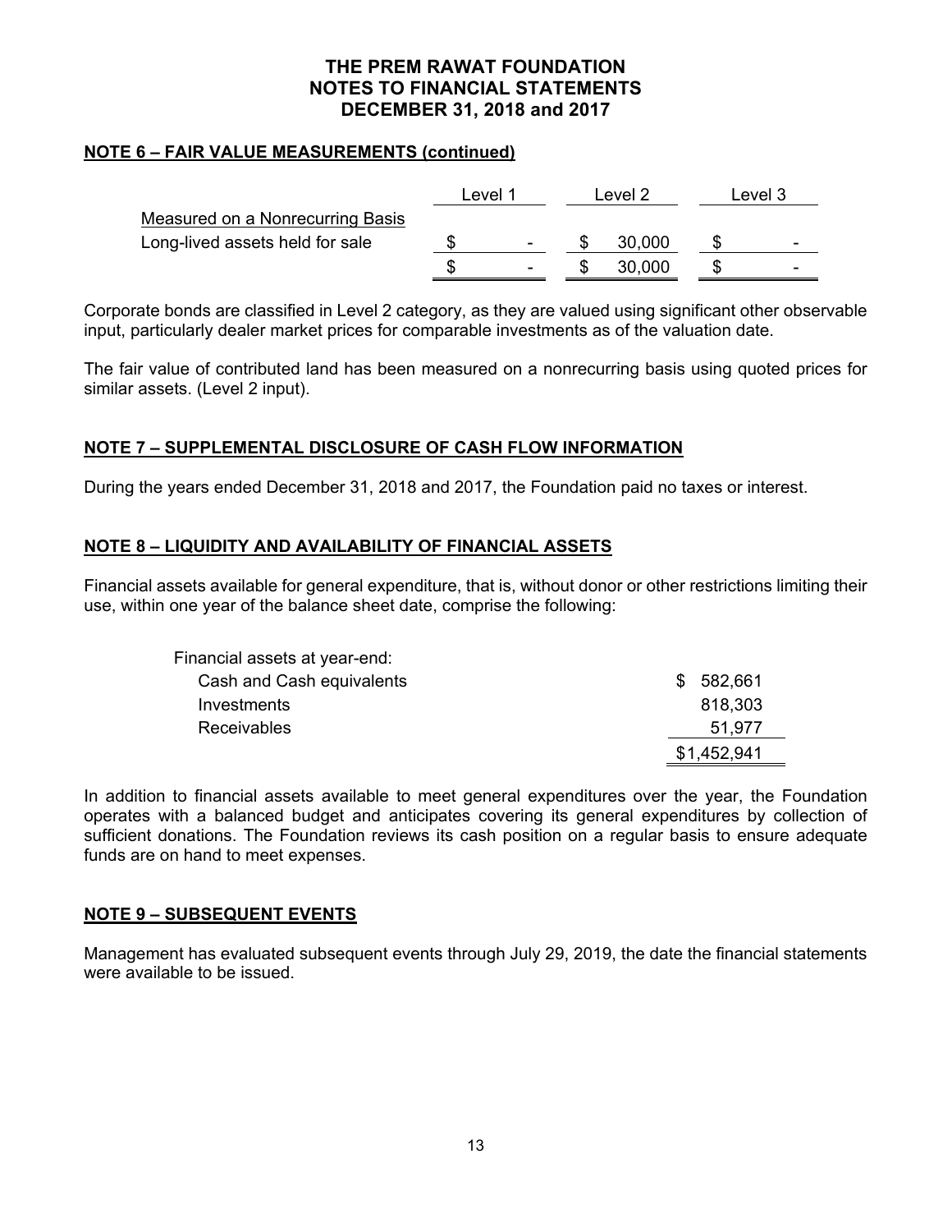## NOTE 6 – FAIR VALUE MEASUREMENTS (continued)

| | Level 1 | Level 2 | Level 3 |
|---|---|---|---|
| Measured on a Nonrecurring Basis | | | |
| Long-lived assets held for sale | $ - | $ 30,000 | $ - |
| | $ - | $ 30,000 | $ - |

Corporate bonds are classified in Level 2 category, as they are valued using significant other observable input, particularly dealer market prices for comparable investments as of the valuation date.

The fair value of contributed land has been measured on a nonrecurring basis using quoted prices for similar assets. (Level 2 input).

## NOTE 7 – SUPPLEMENTAL DISCLOSURE OF CASH FLOW INFORMATION

During the years ended December 31, 2018 and 2017, the Foundation paid no taxes or interest.

## NOTE 8 – LIQUIDITY AND AVAILABILITY OF FINANCIAL ASSETS

Financial assets available for general expenditure, that is, without donor or other restrictions limiting their use, within one year of the balance sheet date, comprise the following:

| | |
|---|---|
| Financial assets at year-end: | |
| Cash and Cash equivalents | $ 582,661 |
| Investments | 818,303 |
| Receivables | 51,977 |
| | $1,452,941 |

In addition to financial assets available to meet general expenditures over the year, the Foundation operates with a balanced budget and anticipates covering its general expenditures by collection of sufficient donations. The Foundation reviews its cash position on a regular basis to ensure adequate funds are on hand to meet expenses.

## NOTE 9 – SUBSEQUENT EVENTS

Management has evaluated subsequent events through July 29, 2019, the date the financial statements were available to be issued.